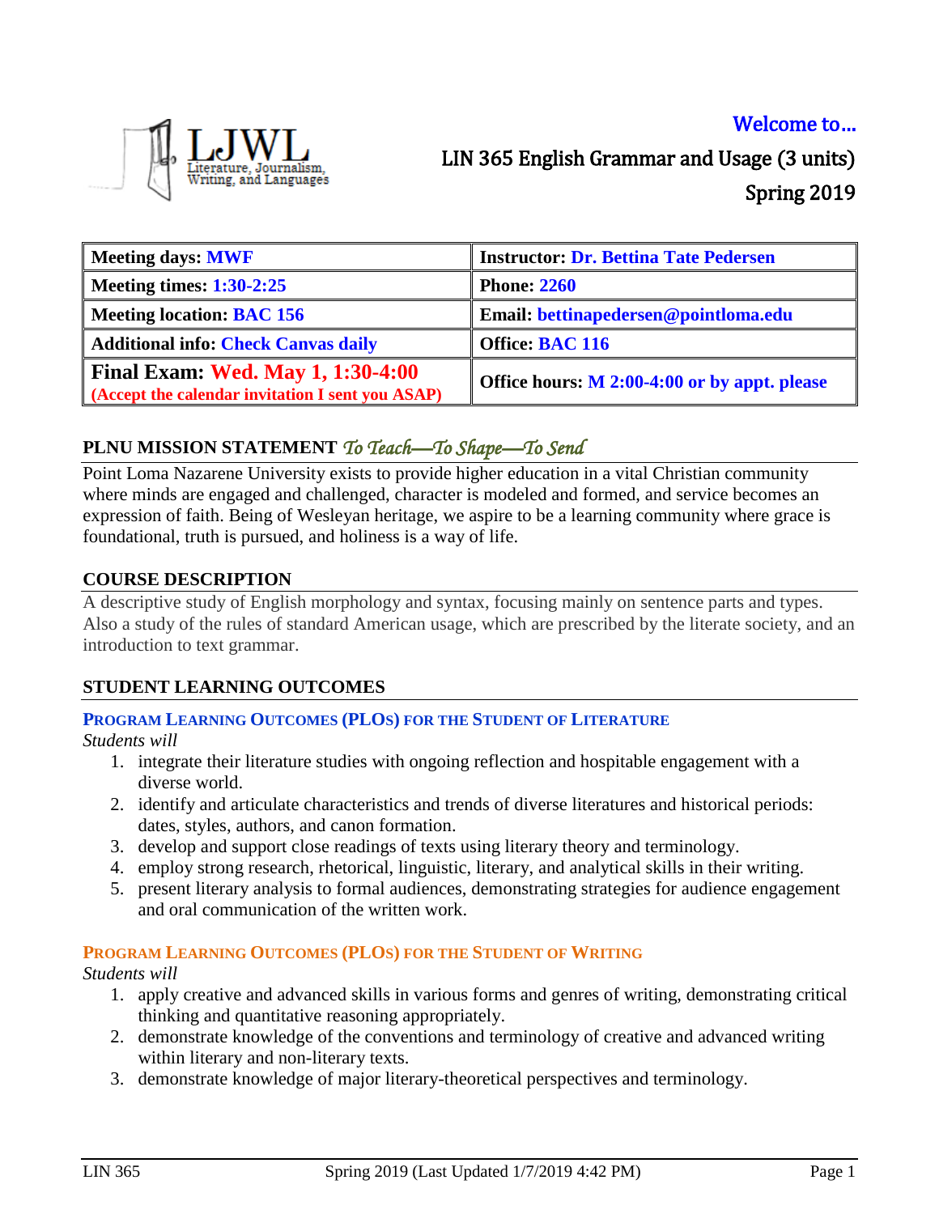LJWL Literature, Journalism, Writing, and Languages

Welcome to…

# LIN 365 English Grammar and Usage (3 units)

Spring 2019

| Meeting days: MWF | Instructor: Dr. Bettina Tate Pedersen |
|---|---|
| Meeting times: 1:30-2:25 | Phone: 2260 |
| Meeting location: BAC 156 | Email: bettinapedersen@pointloma.edu |
| Additional info: Check Canvas daily | Office: BAC 116 |
| **Final Exam: Wed. May 1, 1:30-4:00** (Accept the calendar invitation I sent you ASAP) | Office hours: M 2:00-4:00 or by appt. please |

## PLNU MISSION STATEMENT *To Teach—To Shape—To Send*

Point Loma Nazarene University exists to provide higher education in a vital Christian community where minds are engaged and challenged, character is modeled and formed, and service becomes an expression of faith. Being of Wesleyan heritage, we aspire to be a learning community where grace is foundational, truth is pursued, and holiness is a way of life.

## COURSE DESCRIPTION

A descriptive study of English morphology and syntax, focusing mainly on sentence parts and types. Also a study of the rules of standard American usage, which are prescribed by the literate society, and an introduction to text grammar.

## STUDENT LEARNING OUTCOMES

### PROGRAM LEARNING OUTCOMES (PLOS) FOR THE STUDENT OF LITERATURE

*Students will*

1. integrate their literature studies with ongoing reflection and hospitable engagement with a diverse world.
2. identify and articulate characteristics and trends of diverse literatures and historical periods: dates, styles, authors, and canon formation.
3. develop and support close readings of texts using literary theory and terminology.
4. employ strong research, rhetorical, linguistic, literary, and analytical skills in their writing.
5. present literary analysis to formal audiences, demonstrating strategies for audience engagement and oral communication of the written work.

### PROGRAM LEARNING OUTCOMES (PLOS) FOR THE STUDENT OF WRITING

*Students will*

1. apply creative and advanced skills in various forms and genres of writing, demonstrating critical thinking and quantitative reasoning appropriately.
2. demonstrate knowledge of the conventions and terminology of creative and advanced writing within literary and non-literary texts.
3. demonstrate knowledge of major literary-theoretical perspectives and terminology.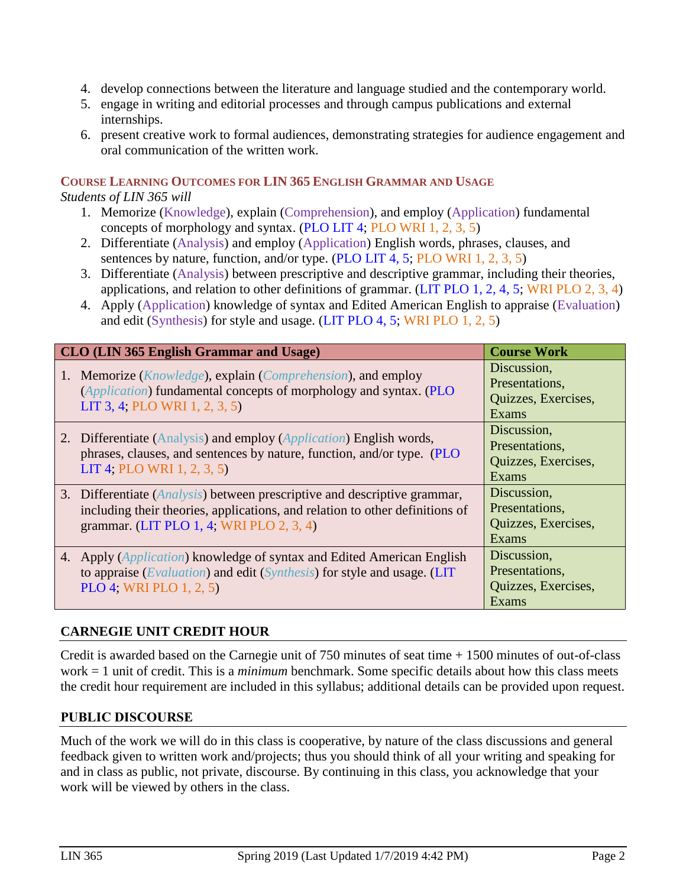4. develop connections between the literature and language studied and the contemporary world.
5. engage in writing and editorial processes and through campus publications and external internships.
6. present creative work to formal audiences, demonstrating strategies for audience engagement and oral communication of the written work.

### Course Learning Outcomes for LIN 365 English Grammar and Usage

*Students of LIN 365 will*

1. Memorize (Knowledge), explain (Comprehension), and employ (Application) fundamental concepts of morphology and syntax. (PLO LIT 4; PLO WRI 1, 2, 3, 5)
2. Differentiate (Analysis) and employ (Application) English words, phrases, clauses, and sentences by nature, function, and/or type. (PLO LIT 4, 5; PLO WRI 1, 2, 3, 5)
3. Differentiate (Analysis) between prescriptive and descriptive grammar, including their theories, applications, and relation to other definitions of grammar. (LIT PLO 1, 2, 4, 5; WRI PLO 2, 3, 4)
4. Apply (Application) knowledge of syntax and Edited American English to appraise (Evaluation) and edit (Synthesis) for style and usage. (LIT PLO 4, 5; WRI PLO 1, 2, 5)

| CLO (LIN 365 English Grammar and Usage) | Course Work |
| --- | --- |
| 1. Memorize (*Knowledge*), explain (*Comprehension*), and employ (*Application*) fundamental concepts of morphology and syntax. (PLO LIT 3, 4; PLO WRI 1, 2, 3, 5) | Discussion, Presentations, Quizzes, Exercises, Exams |
| 2. Differentiate (Analysis) and employ (*Application*) English words, phrases, clauses, and sentences by nature, function, and/or type. (PLO LIT 4; PLO WRI 1, 2, 3, 5) | Discussion, Presentations, Quizzes, Exercises, Exams |
| 3. Differentiate (*Analysis*) between prescriptive and descriptive grammar, including their theories, applications, and relation to other definitions of grammar. (LIT PLO 1, 4; WRI PLO 2, 3, 4) | Discussion, Presentations, Quizzes, Exercises, Exams |
| 4. Apply (*Application*) knowledge of syntax and Edited American English to appraise (*Evaluation*) and edit (*Synthesis*) for style and usage. (LIT PLO 4; WRI PLO 1, 2, 5) | Discussion, Presentations, Quizzes, Exercises, Exams |

## CARNEGIE UNIT CREDIT HOUR

Credit is awarded based on the Carnegie unit of 750 minutes of seat time + 1500 minutes of out-of-class work = 1 unit of credit. This is a *minimum* benchmark. Some specific details about how this class meets the credit hour requirement are included in this syllabus; additional details can be provided upon request.

## PUBLIC DISCOURSE

Much of the work we will do in this class is cooperative, by nature of the class discussions and general feedback given to written work and/projects; thus you should think of all your writing and speaking for and in class as public, not private, discourse. By continuing in this class, you acknowledge that your work will be viewed by others in the class.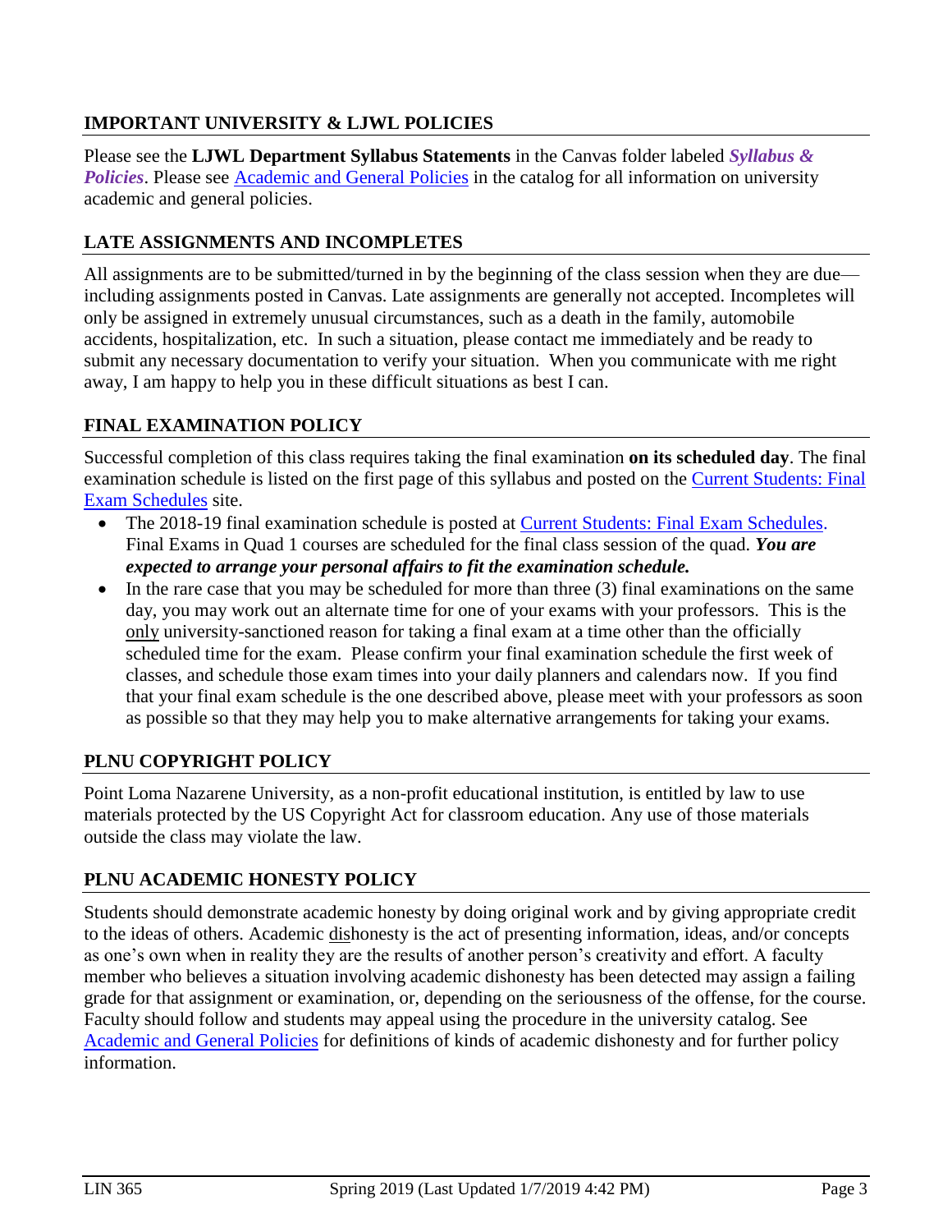## IMPORTANT UNIVERSITY & LJWL POLICIES

Please see the **LJWL Department Syllabus Statements** in the Canvas folder labeled ***Syllabus & Policies***. Please see Academic and General Policies in the catalog for all information on university academic and general policies.

## LATE ASSIGNMENTS AND INCOMPLETES

All assignments are to be submitted/turned in by the beginning of the class session when they are due—including assignments posted in Canvas. Late assignments are generally not accepted. Incompletes will only be assigned in extremely unusual circumstances, such as a death in the family, automobile accidents, hospitalization, etc. In such a situation, please contact me immediately and be ready to submit any necessary documentation to verify your situation. When you communicate with me right away, I am happy to help you in these difficult situations as best I can.

## FINAL EXAMINATION POLICY

Successful completion of this class requires taking the final examination **on its scheduled day**. The final examination schedule is listed on the first page of this syllabus and posted on the Current Students: Final Exam Schedules site.

- The 2018-19 final examination schedule is posted at Current Students: Final Exam Schedules. Final Exams in Quad 1 courses are scheduled for the final class session of the quad. ***You are expected to arrange your personal affairs to fit the examination schedule.***
- In the rare case that you may be scheduled for more than three (3) final examinations on the same day, you may work out an alternate time for one of your exams with your professors. This is the only university-sanctioned reason for taking a final exam at a time other than the officially scheduled time for the exam. Please confirm your final examination schedule the first week of classes, and schedule those exam times into your daily planners and calendars now. If you find that your final exam schedule is the one described above, please meet with your professors as soon as possible so that they may help you to make alternative arrangements for taking your exams.

## PLNU COPYRIGHT POLICY

Point Loma Nazarene University, as a non-profit educational institution, is entitled by law to use materials protected by the US Copyright Act for classroom education. Any use of those materials outside the class may violate the law.

## PLNU ACADEMIC HONESTY POLICY

Students should demonstrate academic honesty by doing original work and by giving appropriate credit to the ideas of others. Academic dishonesty is the act of presenting information, ideas, and/or concepts as one's own when in reality they are the results of another person's creativity and effort. A faculty member who believes a situation involving academic dishonesty has been detected may assign a failing grade for that assignment or examination, or, depending on the seriousness of the offense, for the course. Faculty should follow and students may appeal using the procedure in the university catalog. See Academic and General Policies for definitions of kinds of academic dishonesty and for further policy information.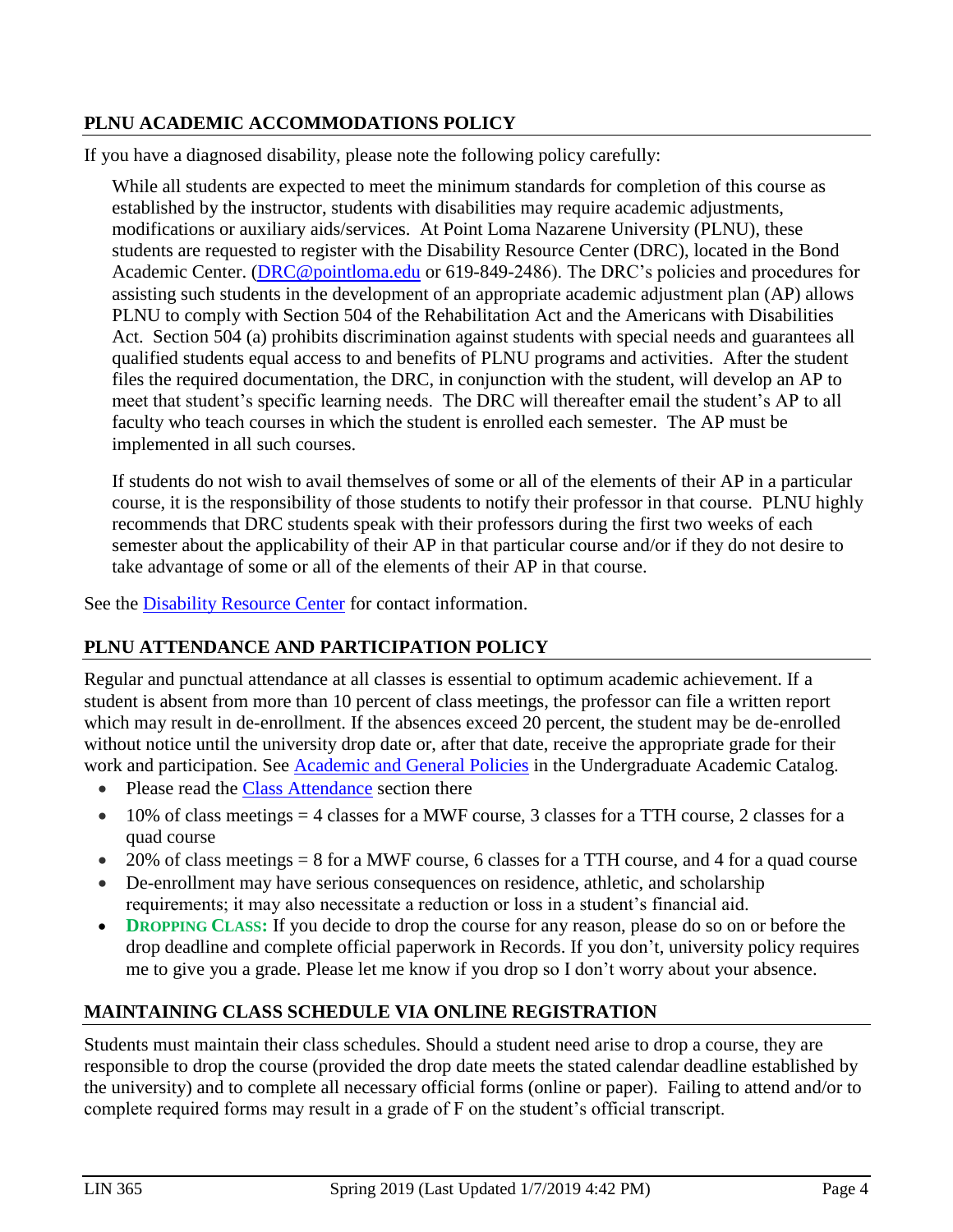## PLNU ACADEMIC ACCOMMODATIONS POLICY

If you have a diagnosed disability, please note the following policy carefully:

> While all students are expected to meet the minimum standards for completion of this course as established by the instructor, students with disabilities may require academic adjustments, modifications or auxiliary aids/services. At Point Loma Nazarene University (PLNU), these students are requested to register with the Disability Resource Center (DRC), located in the Bond Academic Center. ([DRC@pointloma.edu](mailto:DRC@pointloma.edu) or 619-849-2486). The DRC's policies and procedures for assisting such students in the development of an appropriate academic adjustment plan (AP) allows PLNU to comply with Section 504 of the Rehabilitation Act and the Americans with Disabilities Act. Section 504 (a) prohibits discrimination against students with special needs and guarantees all qualified students equal access to and benefits of PLNU programs and activities. After the student files the required documentation, the DRC, in conjunction with the student, will develop an AP to meet that student's specific learning needs. The DRC will thereafter email the student's AP to all faculty who teach courses in which the student is enrolled each semester. The AP must be implemented in all such courses.
>
> If students do not wish to avail themselves of some or all of the elements of their AP in a particular course, it is the responsibility of those students to notify their professor in that course. PLNU highly recommends that DRC students speak with their professors during the first two weeks of each semester about the applicability of their AP in that particular course and/or if they do not desire to take advantage of some or all of the elements of their AP in that course.

See the Disability Resource Center for contact information.

## PLNU ATTENDANCE AND PARTICIPATION POLICY

Regular and punctual attendance at all classes is essential to optimum academic achievement. If a student is absent from more than 10 percent of class meetings, the professor can file a written report which may result in de-enrollment. If the absences exceed 20 percent, the student may be de-enrolled without notice until the university drop date or, after that date, receive the appropriate grade for their work and participation. See Academic and General Policies in the Undergraduate Academic Catalog.

- Please read the Class Attendance section there
- 10% of class meetings = 4 classes for a MWF course, 3 classes for a TTH course, 2 classes for a quad course
- 20% of class meetings = 8 for a MWF course, 6 classes for a TTH course, and 4 for a quad course
- De-enrollment may have serious consequences on residence, athletic, and scholarship requirements; it may also necessitate a reduction or loss in a student's financial aid.
- **DROPPING CLASS:** If you decide to drop the course for any reason, please do so on or before the drop deadline and complete official paperwork in Records. If you don't, university policy requires me to give you a grade. Please let me know if you drop so I don't worry about your absence.

## MAINTAINING CLASS SCHEDULE VIA ONLINE REGISTRATION

Students must maintain their class schedules. Should a student need arise to drop a course, they are responsible to drop the course (provided the drop date meets the stated calendar deadline established by the university) and to complete all necessary official forms (online or paper). Failing to attend and/or to complete required forms may result in a grade of F on the student's official transcript.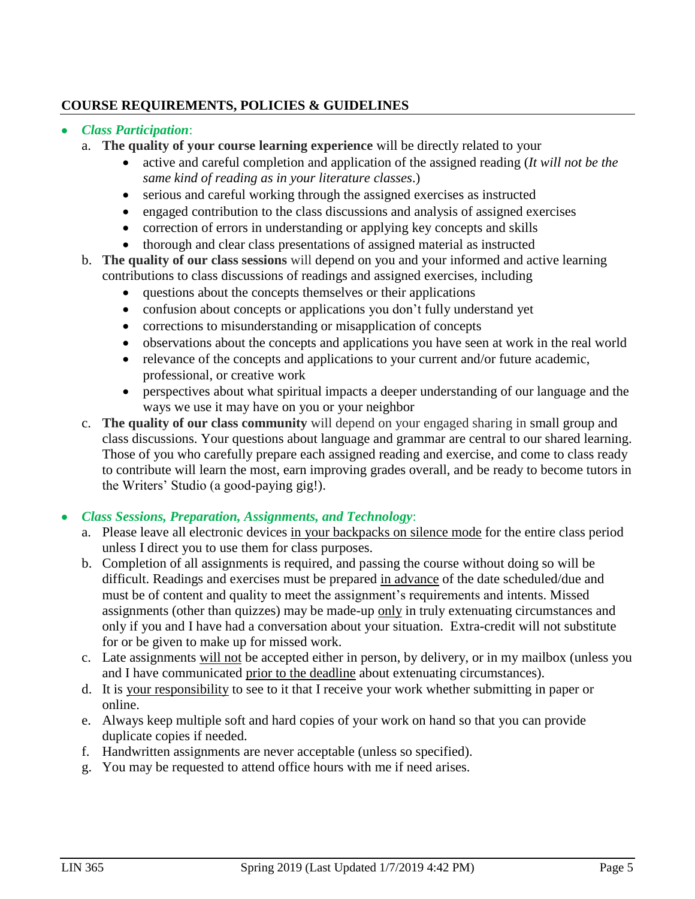## COURSE REQUIREMENTS, POLICIES & GUIDELINES

- ***Class Participation***:
  a. **The quality of your course learning experience** will be directly related to your
     - active and careful completion and application of the assigned reading (*It will not be the same kind of reading as in your literature classes*.)
     - serious and careful working through the assigned exercises as instructed
     - engaged contribution to the class discussions and analysis of assigned exercises
     - correction of errors in understanding or applying key concepts and skills
     - thorough and clear class presentations of assigned material as instructed
  b. **The quality of our class sessions** will depend on you and your informed and active learning contributions to class discussions of readings and assigned exercises, including
     - questions about the concepts themselves or their applications
     - confusion about concepts or applications you don't fully understand yet
     - corrections to misunderstanding or misapplication of concepts
     - observations about the concepts and applications you have seen at work in the real world
     - relevance of the concepts and applications to your current and/or future academic, professional, or creative work
     - perspectives about what spiritual impacts a deeper understanding of our language and the ways we use it may have on you or your neighbor
  c. **The quality of our class community** will depend on your engaged sharing in small group and class discussions. Your questions about language and grammar are central to our shared learning. Those of you who carefully prepare each assigned reading and exercise, and come to class ready to contribute will learn the most, earn improving grades overall, and be ready to become tutors in the Writers' Studio (a good-paying gig!).

- ***Class Sessions, Preparation, Assignments, and Technology***:
  a. Please leave all electronic devices in your backpacks on silence mode for the entire class period unless I direct you to use them for class purposes.
  b. Completion of all assignments is required, and passing the course without doing so will be difficult. Readings and exercises must be prepared in advance of the date scheduled/due and must be of content and quality to meet the assignment's requirements and intents. Missed assignments (other than quizzes) may be made-up only in truly extenuating circumstances and only if you and I have had a conversation about your situation. Extra-credit will not substitute for or be given to make up for missed work.
  c. Late assignments will not be accepted either in person, by delivery, or in my mailbox (unless you and I have communicated prior to the deadline about extenuating circumstances).
  d. It is your responsibility to see to it that I receive your work whether submitting in paper or online.
  e. Always keep multiple soft and hard copies of your work on hand so that you can provide duplicate copies if needed.
  f. Handwritten assignments are never acceptable (unless so specified).
  g. You may be requested to attend office hours with me if need arises.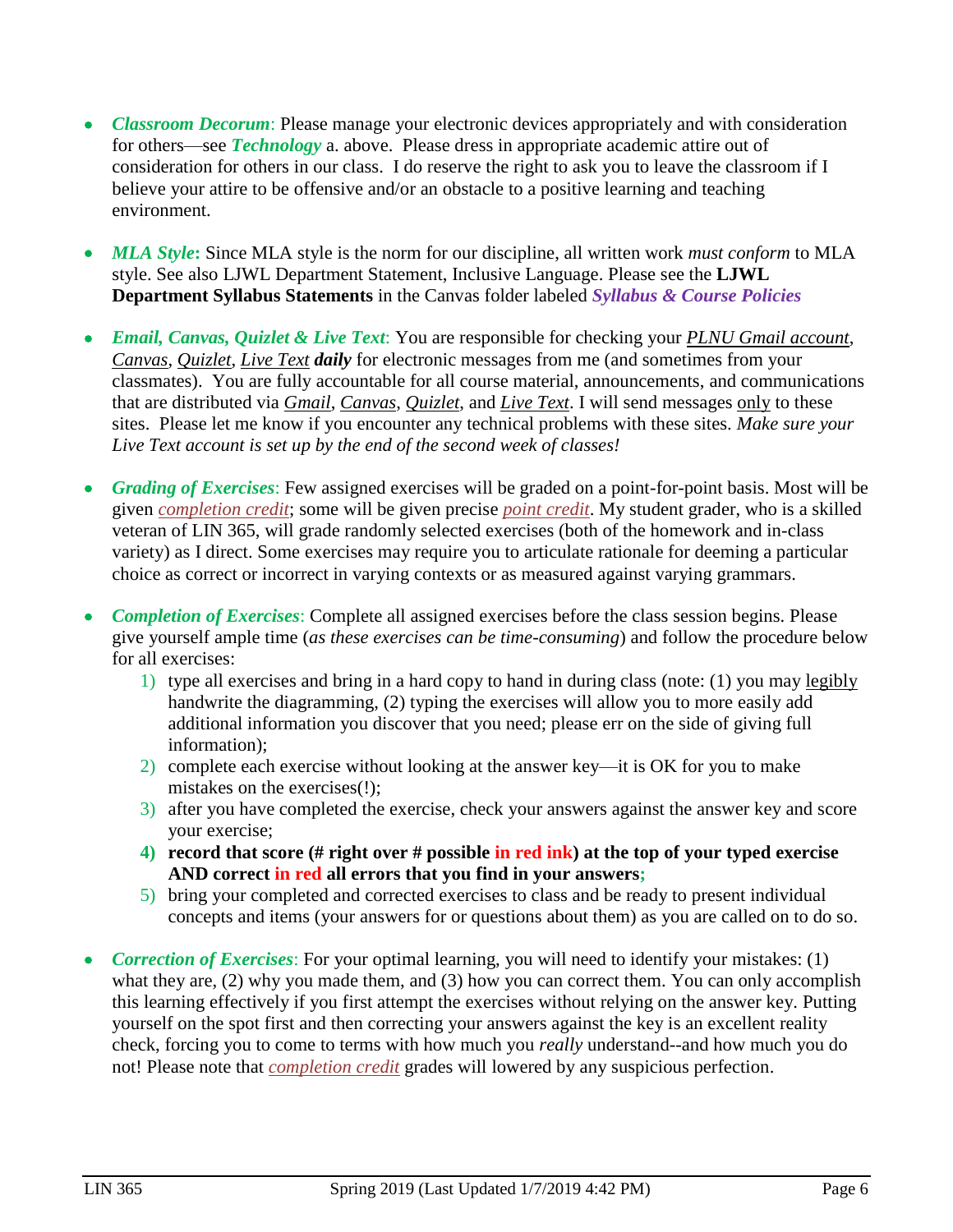- ***Classroom Decorum***: Please manage your electronic devices appropriately and with consideration for others—see ***Technology*** a. above. Please dress in appropriate academic attire out of consideration for others in our class. I do reserve the right to ask you to leave the classroom if I believe your attire to be offensive and/or an obstacle to a positive learning and teaching environment.

- ***MLA Style*****:** Since MLA style is the norm for our discipline, all written work *must conform* to MLA style. See also LJWL Department Statement, Inclusive Language. Please see the **LJWL Department Syllabus Statements** in the Canvas folder labeled ***Syllabus & Course Policies***

- ***Email, Canvas, Quizlet & Live Text***: You are responsible for checking your *PLNU Gmail account*, *Canvas*, *Quizlet*, *Live Text* ***daily*** for electronic messages from me (and sometimes from your classmates). You are fully accountable for all course material, announcements, and communications that are distributed via *Gmail*, *Canvas*, *Quizlet*, and *Live Text*. I will send messages only to these sites. Please let me know if you encounter any technical problems with these sites. *Make sure your Live Text account is set up by the end of the second week of classes!*

- ***Grading of Exercises***: Few assigned exercises will be graded on a point-for-point basis. Most will be given *completion credit*; some will be given precise *point credit*. My student grader, who is a skilled veteran of LIN 365, will grade randomly selected exercises (both of the homework and in-class variety) as I direct. Some exercises may require you to articulate rationale for deeming a particular choice as correct or incorrect in varying contexts or as measured against varying grammars.

- ***Completion of Exercises***: Complete all assigned exercises before the class session begins. Please give yourself ample time (*as these exercises can be time-consuming*) and follow the procedure below for all exercises:
    1) type all exercises and bring in a hard copy to hand in during class (note: (1) you may legibly handwrite the diagramming, (2) typing the exercises will allow you to more easily add additional information you discover that you need; please err on the side of giving full information);
    2) complete each exercise without looking at the answer key—it is OK for you to make mistakes on the exercises(!);
    3) after you have completed the exercise, check your answers against the answer key and score your exercise;
    4) **record that score (# right over # possible in red ink) at the top of your typed exercise AND correct in red all errors that you find in your answers;**
    5) bring your completed and corrected exercises to class and be ready to present individual concepts and items (your answers for or questions about them) as you are called on to do so.

- ***Correction of Exercises***: For your optimal learning, you will need to identify your mistakes: (1) what they are, (2) why you made them, and (3) how you can correct them. You can only accomplish this learning effectively if you first attempt the exercises without relying on the answer key. Putting yourself on the spot first and then correcting your answers against the key is an excellent reality check, forcing you to come to terms with how much you *really* understand--and how much you do not! Please note that *completion credit* grades will lowered by any suspicious perfection.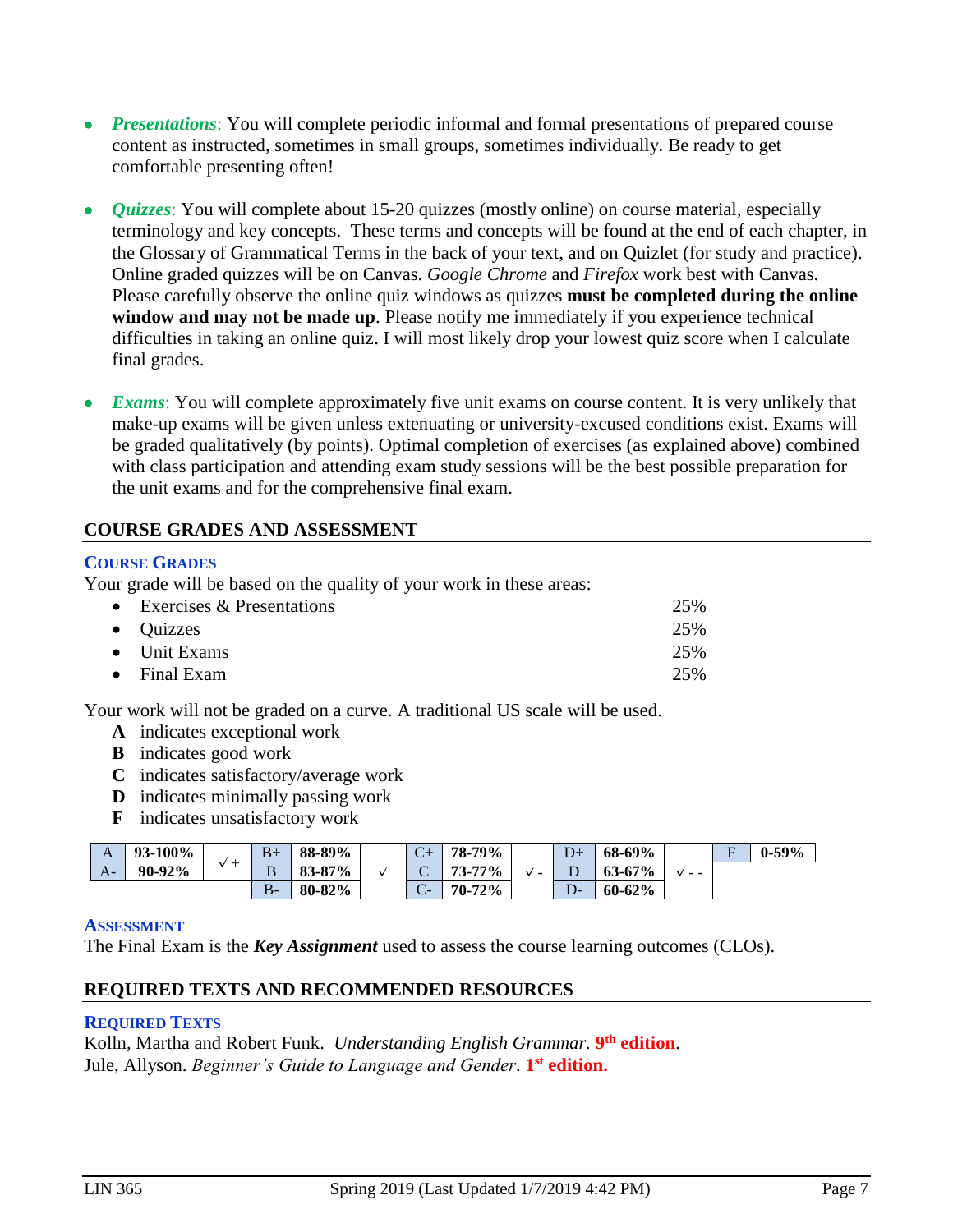- ***Presentations***: You will complete periodic informal and formal presentations of prepared course content as instructed, sometimes in small groups, sometimes individually. Be ready to get comfortable presenting often!

- ***Quizzes***: You will complete about 15-20 quizzes (mostly online) on course material, especially terminology and key concepts. These terms and concepts will be found at the end of each chapter, in the Glossary of Grammatical Terms in the back of your text, and on Quizlet (for study and practice). Online graded quizzes will be on Canvas. *Google Chrome* and *Firefox* work best with Canvas. Please carefully observe the online quiz windows as quizzes **must be completed during the online window and may not be made up**. Please notify me immediately if you experience technical difficulties in taking an online quiz. I will most likely drop your lowest quiz score when I calculate final grades.

- ***Exams***: You will complete approximately five unit exams on course content. It is very unlikely that make-up exams will be given unless extenuating or university-excused conditions exist. Exams will be graded qualitatively (by points). Optimal completion of exercises (as explained above) combined with class participation and attending exam study sessions will be the best possible preparation for the unit exams and for the comprehensive final exam.

## COURSE GRADES AND ASSESSMENT

### Course Grades

Your grade will be based on the quality of your work in these areas:

- Exercises & Presentations 25%
- Quizzes 25%
- Unit Exams 25%
- Final Exam 25%

Your work will not be graded on a curve. A traditional US scale will be used.

**A** indicates exceptional work
**B** indicates good work
**C** indicates satisfactory/average work
**D** indicates minimally passing work
**F** indicates unsatisfactory work

| A | **93-100%** | ✓+ | B+ | **88-89%** | ✓ | C+ | **78-79%** | ✓- | D+ | **68-69%** | ✓-- | F | **0-59%** |
|---|---|---|---|---|---|---|---|---|---|---|---|---|---|
| A- | **90-92%** | | B | **83-87%** | | C | **73-77%** | | D | **63-67%** | | | |
| | | | B- | **80-82%** | | C- | **70-72%** | | D- | **60-62%** | | | |

### Assessment

The Final Exam is the ***Key Assignment*** used to assess the course learning outcomes (CLOs).

## REQUIRED TEXTS AND RECOMMENDED RESOURCES

### Required Texts

Kolln, Martha and Robert Funk. *Understanding English Grammar*. **9th edition**.
Jule, Allyson. *Beginner's Guide to Language and Gender*. **1st edition.**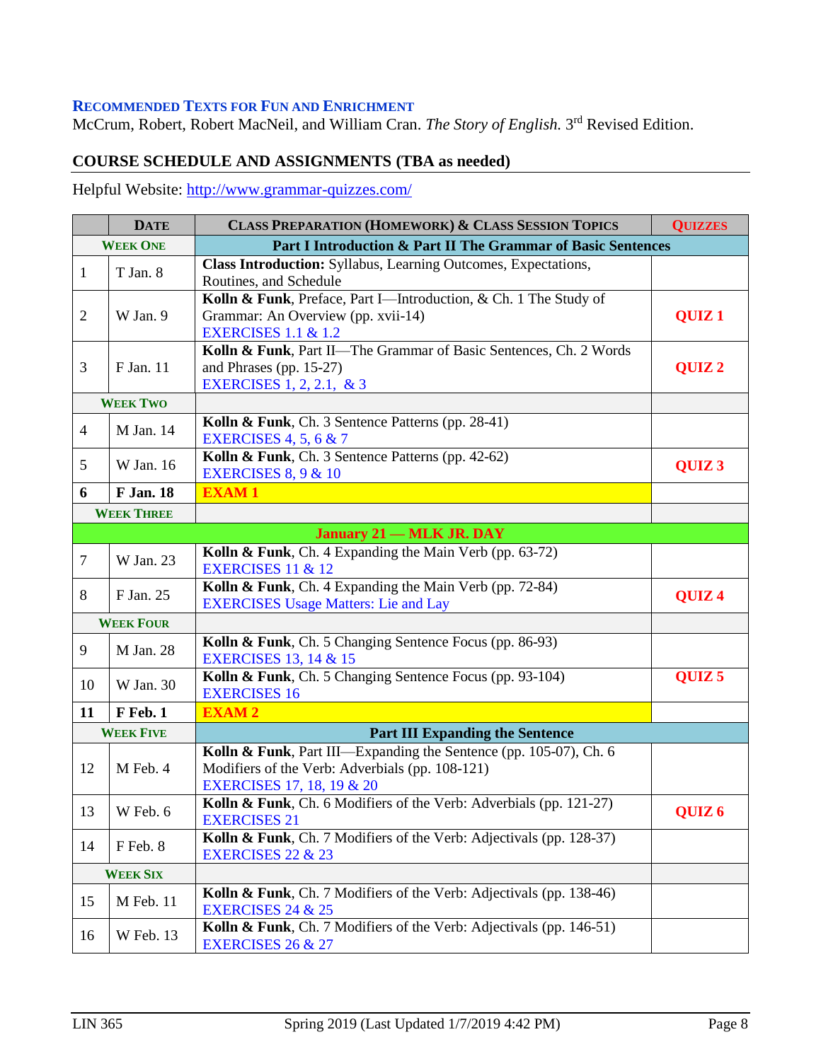### RECOMMENDED TEXTS FOR FUN AND ENRICHMENT

McCrum, Robert, Robert MacNeil, and William Cran. *The Story of English.* 3rd Revised Edition.

## COURSE SCHEDULE AND ASSIGNMENTS (TBA as needed)

Helpful Website: http://www.grammar-quizzes.com/

| | DATE | CLASS PREPARATION (HOMEWORK) & CLASS SESSION TOPICS | QUIZZES |
|---|---|---|---|
| | **WEEK ONE** | **Part I Introduction & Part II The Grammar of Basic Sentences** | |
| 1 | T Jan. 8 | **Class Introduction:** Syllabus, Learning Outcomes, Expectations, Routines, and Schedule | |
| 2 | W Jan. 9 | **Kolln & Funk**, Preface, Part I—Introduction, & Ch. 1 The Study of Grammar: An Overview (pp. xvii-14)<br>EXERCISES 1.1 & 1.2 | **QUIZ 1** |
| 3 | F Jan. 11 | **Kolln & Funk**, Part II—The Grammar of Basic Sentences, Ch. 2 Words and Phrases (pp. 15-27)<br>EXERCISES 1, 2, 2.1, & 3 | **QUIZ 2** |
| | **WEEK TWO** | | |
| 4 | M Jan. 14 | **Kolln & Funk**, Ch. 3 Sentence Patterns (pp. 28-41)<br>EXERCISES 4, 5, 6 & 7 | |
| 5 | W Jan. 16 | **Kolln & Funk**, Ch. 3 Sentence Patterns (pp. 42-62)<br>EXERCISES 8, 9 & 10 | **QUIZ 3** |
| **6** | **F Jan. 18** | **EXAM 1** | |
| | **WEEK THREE** | | |
| | | **January 21 — MLK JR. DAY** | |
| 7 | W Jan. 23 | **Kolln & Funk**, Ch. 4 Expanding the Main Verb (pp. 63-72)<br>EXERCISES 11 & 12 | |
| 8 | F Jan. 25 | **Kolln & Funk**, Ch. 4 Expanding the Main Verb (pp. 72-84)<br>EXERCISES Usage Matters: Lie and Lay | **QUIZ 4** |
| | **WEEK FOUR** | | |
| 9 | M Jan. 28 | **Kolln & Funk**, Ch. 5 Changing Sentence Focus (pp. 86-93)<br>EXERCISES 13, 14 & 15 | |
| 10 | W Jan. 30 | **Kolln & Funk**, Ch. 5 Changing Sentence Focus (pp. 93-104)<br>EXERCISES 16 | **QUIZ 5** |
| **11** | **F Feb. 1** | **EXAM 2** | |
| | **WEEK FIVE** | **Part III Expanding the Sentence** | |
| 12 | M Feb. 4 | **Kolln & Funk**, Part III—Expanding the Sentence (pp. 105-07), Ch. 6 Modifiers of the Verb: Adverbials (pp. 108-121)<br>EXERCISES 17, 18, 19 & 20 | |
| 13 | W Feb. 6 | **Kolln & Funk**, Ch. 6 Modifiers of the Verb: Adverbials (pp. 121-27)<br>EXERCISES 21 | **QUIZ 6** |
| 14 | F Feb. 8 | **Kolln & Funk**, Ch. 7 Modifiers of the Verb: Adjectivals (pp. 128-37)<br>EXERCISES 22 & 23 | |
| | **WEEK SIX** | | |
| 15 | M Feb. 11 | **Kolln & Funk**, Ch. 7 Modifiers of the Verb: Adjectivals (pp. 138-46)<br>EXERCISES 24 & 25 | |
| 16 | W Feb. 13 | **Kolln & Funk**, Ch. 7 Modifiers of the Verb: Adjectivals (pp. 146-51)<br>EXERCISES 26 & 27 | |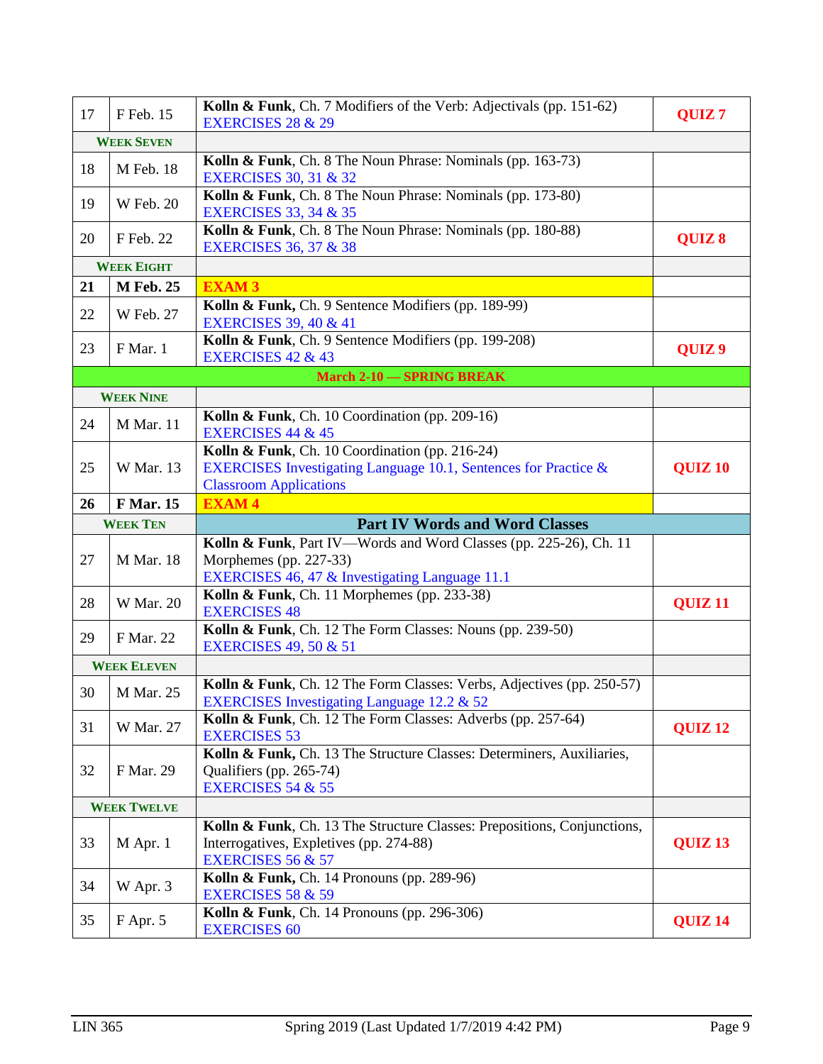| | | | |
|---|---|---|---|
| 17 | F Feb. 15 | **Kolln & Funk**, Ch. 7 Modifiers of the Verb: Adjectivals (pp. 151-62)<br>EXERCISES 28 & 29 | **QUIZ 7** |
| **WEEK SEVEN** | | | |
| 18 | M Feb. 18 | **Kolln & Funk**, Ch. 8 The Noun Phrase: Nominals (pp. 163-73)<br>EXERCISES 30, 31 & 32 | |
| 19 | W Feb. 20 | **Kolln & Funk**, Ch. 8 The Noun Phrase: Nominals (pp. 173-80)<br>EXERCISES 33, 34 & 35 | |
| 20 | F Feb. 22 | **Kolln & Funk**, Ch. 8 The Noun Phrase: Nominals (pp. 180-88)<br>EXERCISES 36, 37 & 38 | **QUIZ 8** |
| **WEEK EIGHT** | | | |
| **21** | **M Feb. 25** | **EXAM 3** | |
| 22 | W Feb. 27 | **Kolln & Funk,** Ch. 9 Sentence Modifiers (pp. 189-99)<br>EXERCISES 39, 40 & 41 | |
| 23 | F Mar. 1 | **Kolln & Funk,** Ch. 9 Sentence Modifiers (pp. 199-208)<br>EXERCISES 42 & 43 | **QUIZ 9** |
| **March 2-10 — SPRING BREAK** | | | |
| **WEEK NINE** | | | |
| 24 | M Mar. 11 | **Kolln & Funk**, Ch. 10 Coordination (pp. 209-16)<br>EXERCISES 44 & 45 | |
| 25 | W Mar. 13 | **Kolln & Funk**, Ch. 10 Coordination (pp. 216-24)<br>EXERCISES Investigating Language 10.1, Sentences for Practice & Classroom Applications | **QUIZ 10** |
| **26** | **F Mar. 15** | **EXAM 4** | |
| **WEEK TEN** | | **Part IV Words and Word Classes** | |
| 27 | M Mar. 18 | **Kolln & Funk**, Part IV—Words and Word Classes (pp. 225-26), Ch. 11 Morphemes (pp. 227-33)<br>EXERCISES 46, 47 & Investigating Language 11.1 | |
| 28 | W Mar. 20 | **Kolln & Funk**, Ch. 11 Morphemes (pp. 233-38)<br>EXERCISES 48 | **QUIZ 11** |
| 29 | F Mar. 22 | **Kolln & Funk**, Ch. 12 The Form Classes: Nouns (pp. 239-50)<br>EXERCISES 49, 50 & 51 | |
| **WEEK ELEVEN** | | | |
| 30 | M Mar. 25 | **Kolln & Funk**, Ch. 12 The Form Classes: Verbs, Adjectives (pp. 250-57)<br>EXERCISES Investigating Language 12.2 & 52 | |
| 31 | W Mar. 27 | **Kolln & Funk**, Ch. 12 The Form Classes: Adverbs (pp. 257-64)<br>EXERCISES 53 | **QUIZ 12** |
| 32 | F Mar. 29 | **Kolln & Funk,** Ch. 13 The Structure Classes: Determiners, Auxiliaries, Qualifiers (pp. 265-74)<br>EXERCISES 54 & 55 | |
| **WEEK TWELVE** | | | |
| 33 | M Apr. 1 | **Kolln & Funk**, Ch. 13 The Structure Classes: Prepositions, Conjunctions, Interrogatives, Expletives (pp. 274-88)<br>EXERCISES 56 & 57 | **QUIZ 13** |
| 34 | W Apr. 3 | **Kolln & Funk,** Ch. 14 Pronouns (pp. 289-96)<br>EXERCISES 58 & 59 | |
| 35 | F Apr. 5 | **Kolln & Funk**, Ch. 14 Pronouns (pp. 296-306)<br>EXERCISES 60 | **QUIZ 14** |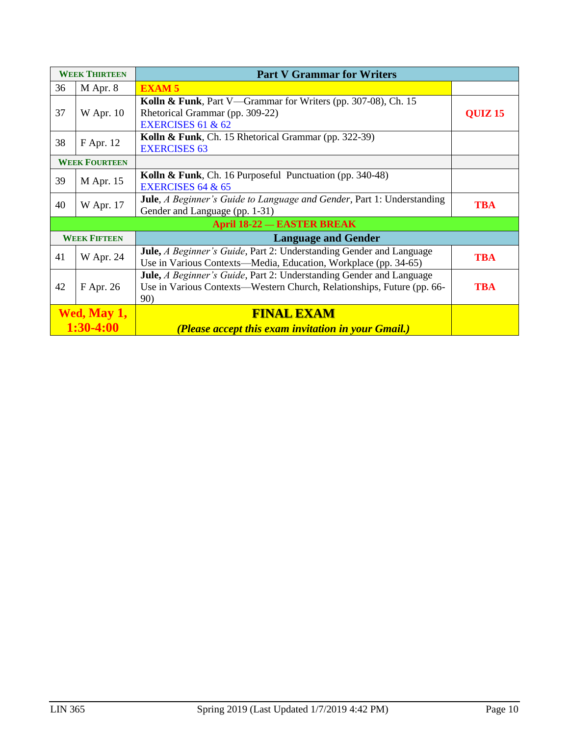| | | | |
|---|---|---|---|
| **WEEK THIRTEEN** | | **Part V Grammar for Writers** | |
| 36 | M Apr. 8 | **EXAM 5** | |
| 37 | W Apr. 10 | **Kolln & Funk**, Part V—Grammar for Writers (pp. 307-08), Ch. 15 Rhetorical Grammar (pp. 309-22) EXERCISES 61 & 62 | **QUIZ 15** |
| 38 | F Apr. 12 | **Kolln & Funk**, Ch. 15 Rhetorical Grammar (pp. 322-39) EXERCISES 63 | |
| **WEEK FOURTEEN** | | | |
| 39 | M Apr. 15 | **Kolln & Funk**, Ch. 16 Purposeful Punctuation (pp. 340-48) EXERCISES 64 & 65 | |
| 40 | W Apr. 17 | **Jule**, *A Beginner's Guide to Language and Gender*, Part 1: Understanding Gender and Language (pp. 1-31) | **TBA** |
| | | **April 18-22 — EASTER BREAK** | |
| **WEEK FIFTEEN** | | **Language and Gender** | |
| 41 | W Apr. 24 | **Jule,** *A Beginner's Guide*, Part 2: Understanding Gender and Language Use in Various Contexts—Media, Education, Workplace (pp. 34-65) | **TBA** |
| 42 | F Apr. 26 | **Jule,** *A Beginner's Guide*, Part 2: Understanding Gender and Language Use in Various Contexts—Western Church, Relationships, Future (pp. 66-90) | **TBA** |
| **Wed, May 1, 1:30-4:00** | | **FINAL EXAM** ***(Please accept this exam invitation in your Gmail.)*** | |